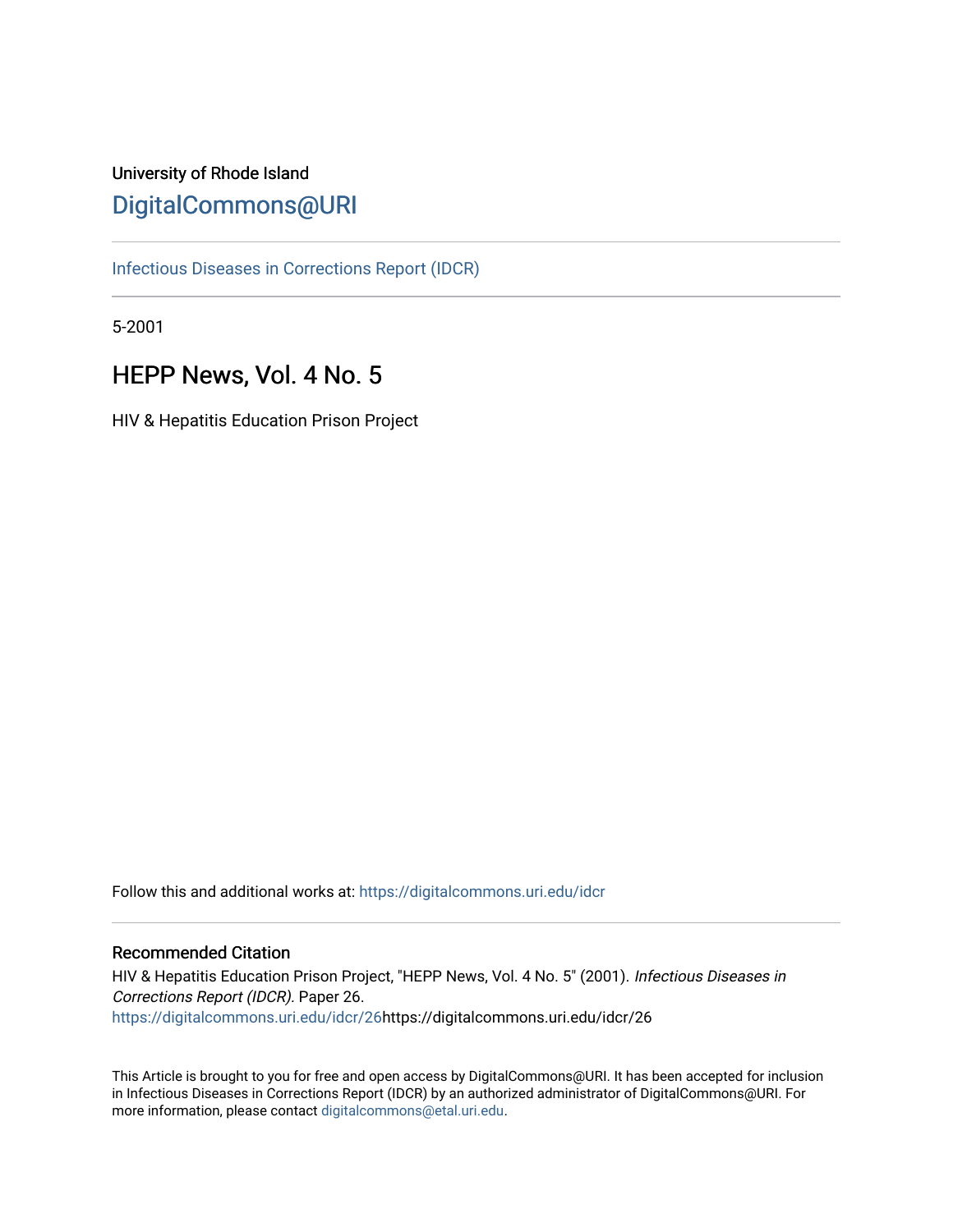University of Rhode Island

# DigitalCommons@URI

Infectious Diseases in Corrections Report (IDCR)

5-2001

## HEPP News, Vol. 4 No. 5

HIV & Hepatitis Education Prison Project

Follow this and additional works at: https://digitalcommons.uri.edu/idcr

### Recommended Citation

HIV & Hepatitis Education Prison Project, "HEPP News, Vol. 4 No. 5" (2001). *Infectious Diseases in Corrections Report (IDCR)*. Paper 26.
https://digitalcommons.uri.edu/idcr/26https://digitalcommons.uri.edu/idcr/26

This Article is brought to you for free and open access by DigitalCommons@URI. It has been accepted for inclusion in Infectious Diseases in Corrections Report (IDCR) by an authorized administrator of DigitalCommons@URI. For more information, please contact digitalcommons@etal.uri.edu.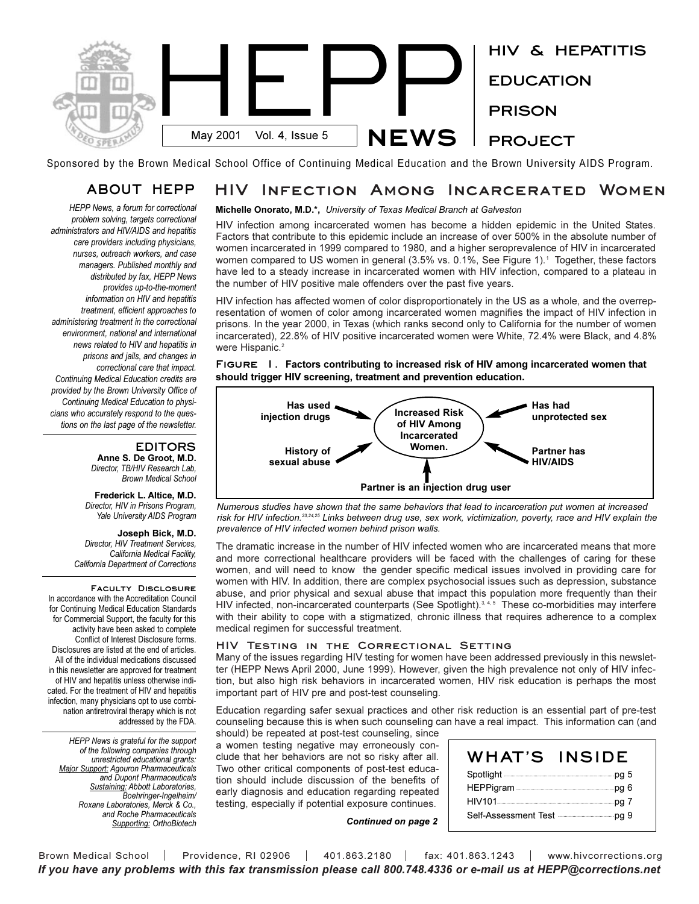# HEPP NEWS

May 2001 Vol. 4, Issue 5

HIV & HEPATITIS EDUCATION PRISON PROJECT

Sponsored by the Brown Medical School Office of Continuing Medical Education and the Brown University AIDS Program.

## ABOUT HEPP

*HEPP News, a forum for correctional problem solving, targets correctional administrators and HIV/AIDS and hepatitis care providers including physicians, nurses, outreach workers, and case managers. Published monthly and distributed by fax, HEPP News provides up-to-the-moment information on HIV and hepatitis treatment, efficient approaches to administering treatment in the correctional environment, national and international news related to HIV and hepatitis in prisons and jails, and changes in correctional care that impact. Continuing Medical Education credits are provided by the Brown University Office of Continuing Medical Education to physicians who accurately respond to the questions on the last page of the newsletter.*

### EDITORS

**Anne S. De Groot, M.D.**
*Director, TB/HIV Research Lab, Brown Medical School*

**Frederick L. Altice, M.D.**
*Director, HIV in Prisons Program, Yale University AIDS Program*

**Joseph Bick, M.D.**
*Director, HIV Treatment Services, California Medical Facility, California Department of Corrections*

### Faculty Disclosure

In accordance with the Accreditation Council for Continuing Medical Education Standards for Commercial Support, the faculty for this activity have been asked to complete Conflict of Interest Disclosure forms. Disclosures are listed at the end of articles. All of the individual medications discussed in this newsletter are approved for treatment of HIV and hepatitis unless otherwise indicated. For the treatment of HIV and hepatitis infection, many physicians opt to use combination antiretroviral therapy which is not addressed by the FDA.

*HEPP News is grateful for the support of the following companies through unrestricted educational grants: Major Support: Agouron Pharmaceuticals and Dupont Pharmaceuticals Sustaining: Abbott Laboratories, Boehringer-Ingelheim/ Roxane Laboratories, Merck & Co., and Roche Pharmaceuticals Supporting: OrthoBiotech*

## HIV Infection Among Incarcerated Women

**Michelle Onorato, M.D.\*,** *University of Texas Medical Branch at Galveston*

HIV infection among incarcerated women has become a hidden epidemic in the United States. Factors that contribute to this epidemic include an increase of over 500% in the absolute number of women incarcerated in 1999 compared to 1980, and a higher seroprevalence of HIV in incarcerated women compared to US women in general (3.5% vs. 0.1%, See Figure 1).[1] Together, these factors have led to a steady increase in incarcerated women with HIV infection, compared to a plateau in the number of HIV positive male offenders over the past five years.

HIV infection has affected women of color disproportionately in the US as a whole, and the overrepresentation of women of color among incarcerated women magnifies the impact of HIV infection in prisons. In the year 2000, in Texas (which ranks second only to California for the number of women incarcerated), 22.8% of HIV positive incarcerated women were White, 72.4% were Black, and 4.8% were Hispanic.[2]

**Figure 1. Factors contributing to increased risk of HIV among incarcerated women that should trigger HIV screening, treatment and prevention education.**

Increased Risk of HIV Among Incarcerated Women:
- Has used injection drugs
- Has had unprotected sex
- History of sexual abuse
- Partner has HIV/AIDS
- Partner is an injection drug user

*Numerous studies have shown that the same behaviors that lead to incarceration put women at increased risk for HIV infection.[23,24,25] Links between drug use, sex work, victimization, poverty, race and HIV explain the prevalence of HIV infected women behind prison walls.*

The dramatic increase in the number of HIV infected women who are incarcerated means that more and more correctional healthcare providers will be faced with the challenges of caring for these women, and will need to know the gender specific medical issues involved in providing care for women with HIV. In addition, there are complex psychosocial issues such as depression, substance abuse, and prior physical and sexual abuse that impact this population more frequently than their HIV infected, non-incarcerated counterparts (See Spotlight).[3,4,5] These co-morbidities may interfere with their ability to cope with a stigmatized, chronic illness that requires adherence to a complex medical regimen for successful treatment.

### HIV Testing in the Correctional Setting

Many of the issues regarding HIV testing for women have been addressed previously in this newsletter (HEPP News April 2000, June 1999). However, given the high prevalence not only of HIV infection, but also high risk behaviors in incarcerated women, HIV risk education is perhaps the most important part of HIV pre and post-test counseling.

Education regarding safer sexual practices and other risk reduction is an essential part of pre-test counseling because this is when such counseling can have a real impact. This information can (and should) be repeated at post-test counseling, since a women testing negative may erroneously conclude that her behaviors are not so risky after all. Two other critical components of post-test education should include discussion of the benefits of early diagnosis and education regarding repeated testing, especially if potential exposure continues.

***Continued on page 2***

## WHAT'S INSIDE

| | |
|---|---|
| Spotlight | pg 5 |
| HEPPigram | pg 6 |
| HIV101 | pg 7 |
| Self-Assessment Test | pg 9 |

Brown Medical School | Providence, RI 02906 | 401.863.2180 | fax: 401.863.1243 | www.hivcorrections.org

***If you have any problems with this fax transmission please call 800.748.4336 or e-mail us at HEPP@corrections.net***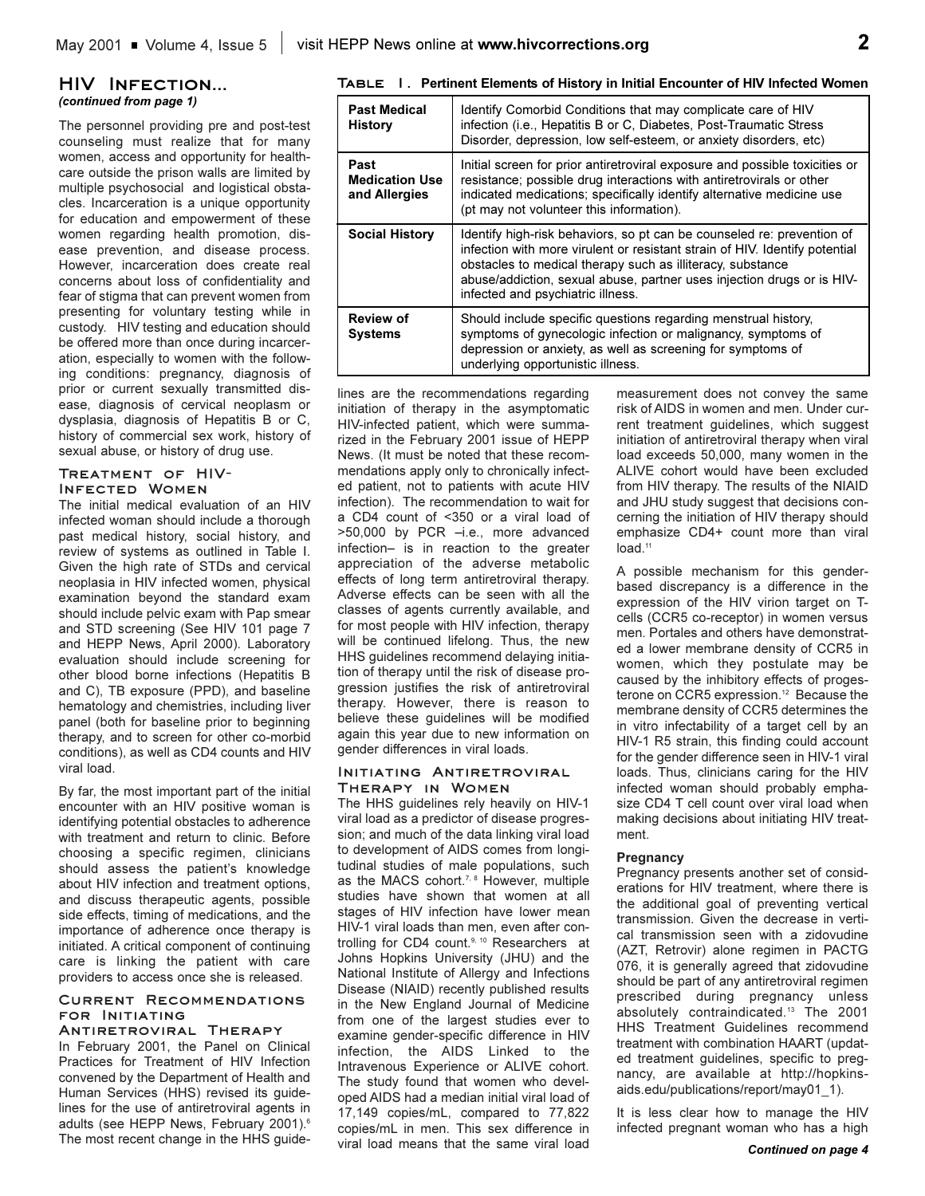## HIV Infection...

*(continued from page 1)*

The personnel providing pre and post-test counseling must realize that for many women, access and opportunity for healthcare outside the prison walls are limited by multiple psychosocial and logistical obstacles. Incarceration is a unique opportunity for education and empowerment of these women regarding health promotion, disease prevention, and disease process. However, incarceration does create real concerns about loss of confidentiality and fear of stigma that can prevent women from presenting for voluntary testing while in custody. HIV testing and education should be offered more than once during incarceration, especially to women with the following conditions: pregnancy, diagnosis of prior or current sexually transmitted disease, diagnosis of cervical neoplasm or dysplasia, diagnosis of Hepatitis B or C, history of commercial sex work, history of sexual abuse, or history of drug use.

### Treatment of HIV-Infected Women

The initial medical evaluation of an HIV infected woman should include a thorough past medical history, social history, and review of systems as outlined in Table I. Given the high rate of STDs and cervical neoplasia in HIV infected women, physical examination beyond the standard exam should include pelvic exam with Pap smear and STD screening (See HIV 101 page 7 and HEPP News, April 2000). Laboratory evaluation should include screening for other blood borne infections (Hepatitis B and C), TB exposure (PPD), and baseline hematology and chemistries, including liver panel (both for baseline prior to beginning therapy, and to screen for other co-morbid conditions), as well as CD4 counts and HIV viral load.

By far, the most important part of the initial encounter with an HIV positive woman is identifying potential obstacles to adherence with treatment and return to clinic. Before choosing a specific regimen, clinicians should assess the patient's knowledge about HIV infection and treatment options, and discuss therapeutic agents, possible side effects, timing of medications, and the importance of adherence once therapy is initiated. A critical component of continuing care is linking the patient with care providers to access once she is released.

**Table I. Pertinent Elements of History in Initial Encounter of HIV Infected Women**

| | |
|---|---|
| **Past Medical History** | Identify Comorbid Conditions that may complicate care of HIV infection (i.e., Hepatitis B or C, Diabetes, Post-Traumatic Stress Disorder, depression, low self-esteem, or anxiety disorders, etc) |
| **Past Medication Use and Allergies** | Initial screen for prior antiretroviral exposure and possible toxicities or resistance; possible drug interactions with antiretrovirals or other indicated medications; specifically identify alternative medicine use (pt may not volunteer this information). |
| **Social History** | Identify high-risk behaviors, so pt can be counseled re: prevention of infection with more virulent or resistant strain of HIV. Identify potential obstacles to medical therapy such as illiteracy, substance abuse/addiction, sexual abuse, partner uses injection drugs or is HIV-infected and psychiatric illness. |
| **Review of Systems** | Should include specific questions regarding menstrual history, symptoms of gynecologic infection or malignancy, symptoms of depression or anxiety, as well as screening for symptoms of underlying opportunistic illness. |

### Current Recommendations for Initiating Antiretroviral Therapy

In February 2001, the Panel on Clinical Practices for Treatment of HIV Infection convened by the Department of Health and Human Services (HHS) revised its guidelines for the use of antiretroviral agents in adults (see HEPP News, February 2001).[6] The most recent change in the HHS guidelines are the recommendations regarding initiation of therapy in the asymptomatic HIV-infected patient, which were summarized in the February 2001 issue of HEPP News. (It must be noted that these recommendations apply only to chronically infected patient, not to patients with acute HIV infection). The recommendation to wait for a CD4 count of <350 or a viral load of >50,000 by PCR –i.e., more advanced infection– is in reaction to the greater appreciation of the adverse metabolic effects of long term antiretroviral therapy. Adverse effects can be seen with all the classes of agents currently available, and for most people with HIV infection, therapy will be continued lifelong. Thus, the new HHS guidelines recommend delaying initiation of therapy until the risk of disease progression justifies the risk of antiretroviral therapy. However, there is reason to believe these guidelines will be modified again this year due to new information on gender differences in viral loads.

### Initiating Antiretroviral Therapy in Women

The HHS guidelines rely heavily on HIV-1 viral load as a predictor of disease progression; and much of the data linking viral load to development of AIDS comes from longitudinal studies of male populations, such as the MACS cohort.[7,8] However, multiple studies have shown that women at all stages of HIV infection have lower mean HIV-1 viral loads than men, even after controlling for CD4 count.[9,10] Researchers at Johns Hopkins University (JHU) and the National Institute of Allergy and Infections Disease (NIAID) recently published results in the New England Journal of Medicine from one of the largest studies ever to examine gender-specific difference in HIV infection, the AIDS Linked to the Intravenous Experience or ALIVE cohort. The study found that women who developed AIDS had a median initial viral load of 17,149 copies/mL, compared to 77,822 copies/mL in men. This sex difference in viral load means that the same viral load measurement does not convey the same risk of AIDS in women and men. Under current treatment guidelines, which suggest initiation of antiretroviral therapy when viral load exceeds 50,000, many women in the ALIVE cohort would have been excluded from HIV therapy. The results of the NIAID and JHU study suggest that decisions concerning the initiation of HIV therapy should emphasize CD4+ count more than viral load.[11]

A possible mechanism for this gender-based discrepancy is a difference in the expression of the HIV virion target on T-cells (CCR5 co-receptor) in women versus men. Portales and others have demonstrated a lower membrane density of CCR5 in women, which they postulate may be caused by the inhibitory effects of progesterone on CCR5 expression.[12] Because the membrane density of CCR5 determines the in vitro infectability of a target cell by an HIV-1 R5 strain, this finding could account for the gender difference seen in HIV-1 viral loads. Thus, clinicians caring for the HIV infected woman should probably emphasize CD4 T cell count over viral load when making decisions about initiating HIV treatment.

**Pregnancy**

Pregnancy presents another set of considerations for HIV treatment, where there is the additional goal of preventing vertical transmission. Given the decrease in vertical transmission seen with a zidovudine (AZT, Retrovir) alone regimen in PACTG 076, it is generally agreed that zidovudine should be part of any antiretroviral regimen prescribed during pregnancy unless absolutely contraindicated.[13] The 2001 HHS Treatment Guidelines recommend treatment with combination HAART (updated treatment guidelines, specific to pregnancy, are available at http://hopkins-aids.edu/publications/report/may01_1).

It is less clear how to manage the HIV infected pregnant woman who has a high

*Continued on page 4*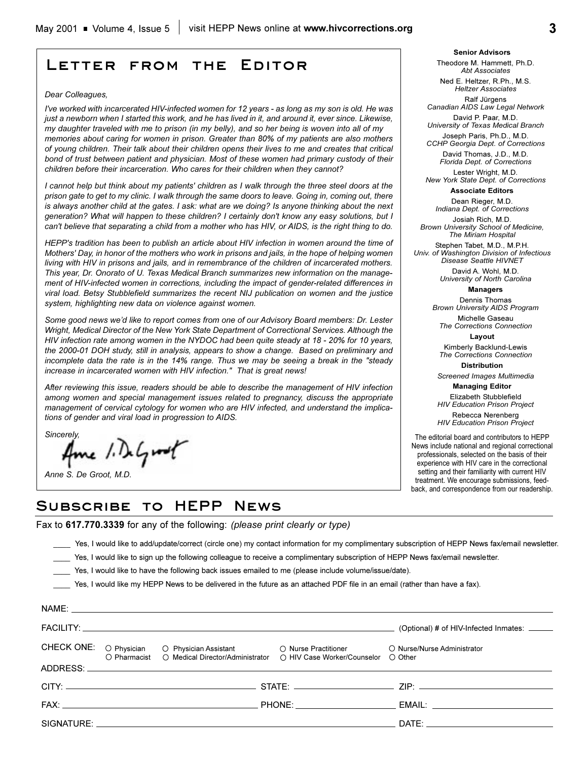# Letter from the Editor

*Dear Colleagues,*

*I've worked with incarcerated HIV-infected women for 12 years - as long as my son is old. He was just a newborn when I started this work, and he has lived in it, and around it, ever since. Likewise, my daughter traveled with me to prison (in my belly), and so her being is woven into all of my memories about caring for women in prison. Greater than 80% of my patients are also mothers of young children. Their talk about their children opens their lives to me and creates that critical bond of trust between patient and physician. Most of these women had primary custody of their children before their incarceration. Who cares for their children when they cannot?*

*I cannot help but think about my patients' children as I walk through the three steel doors at the prison gate to get to my clinic. I walk through the same doors to leave. Going in, coming out, there is always another child at the gates. I ask: what are we doing? Is anyone thinking about the next generation? What will happen to these children? I certainly don't know any easy solutions, but I can't believe that separating a child from a mother who has HIV, or AIDS, is the right thing to do.*

*HEPP's tradition has been to publish an article about HIV infection in women around the time of Mothers' Day, in honor of the mothers who work in prisons and jails, in the hope of helping women living with HIV in prisons and jails, and in remembrance of the children of incarcerated mothers. This year, Dr. Onorato of U. Texas Medical Branch summarizes new information on the management of HIV-infected women in corrections, including the impact of gender-related differences in viral load. Betsy Stubblefield summarizes the recent NIJ publication on women and the justice system, highlighting new data on violence against women.*

*Some good news we'd like to report comes from one of our Advisory Board members: Dr. Lester Wright, Medical Director of the New York State Department of Correctional Services. Although the HIV infection rate among women in the NYDOC had been quite steady at 18 - 20% for 10 years, the 2000-01 DOH study, still in analysis, appears to show a change. Based on preliminary and incomplete data the rate is in the 14% range. Thus we may be seeing a break in the "steady increase in incarcerated women with HIV infection." That is great news!*

*After reviewing this issue, readers should be able to describe the management of HIV infection among women and special management issues related to pregnancy, discuss the appropriate management of cervical cytology for women who are HIV infected, and understand the implications of gender and viral load in progression to AIDS.*

*Sincerely,*

*Anne S. De Groot, M.D.*

**Senior Advisors**

Theodore M. Hammett, Ph.D.
*Abt Associates*

Ned E. Heltzer, R.Ph., M.S.
*Heltzer Associates*

Ralf Jürgens
*Canadian AIDS Law Legal Network*

David P. Paar, M.D.
*University of Texas Medical Branch*

Joseph Paris, Ph.D., M.D.
*CCHP Georgia Dept. of Corrections*

David Thomas, J.D., M.D.
*Florida Dept. of Corrections*

Lester Wright, M.D.
*New York State Dept. of Corrections*

**Associate Editors**

Dean Rieger, M.D.
*Indiana Dept. of Corrections*

Josiah Rich, M.D.
*Brown University School of Medicine, The Miriam Hospital*

Stephen Tabet, M.D., M.P.H.
*Univ. of Washington Division of Infectious Disease Seattle HIVNET*

David A. Wohl, M.D.
*University of North Carolina*

**Managers**

Dennis Thomas
*Brown University AIDS Program*

Michelle Gaseau
*The Corrections Connection*

**Layout**

Kimberly Backlund-Lewis
*The Corrections Connection*

**Distribution**

*Screened Images Multimedia*

**Managing Editor**

Elizabeth Stubblefield
*HIV Education Prison Project*

Rebecca Nerenberg
*HIV Education Prison Project*

The editorial board and contributors to HEPP News include national and regional correctional professionals, selected on the basis of their experience with HIV care in the correctional setting and their familiarity with current HIV treatment. We encourage submissions, feedback, and correspondence from our readership.

# Subscribe to HEPP News

Fax to **617.770.3339** for any of the following: *(please print clearly or type)*

____ Yes, I would like to add/update/correct (circle one) my contact information for my complimentary subscription of HEPP News fax/email newsletter.

____ Yes, I would like to sign up the following colleague to receive a complimentary subscription of HEPP News fax/email newsletter.

____ Yes, I would like to have the following back issues emailed to me (please include volume/issue/date).

____ Yes, I would like my HEPP News to be delivered in the future as an attached PDF file in an email (rather than have a fax).

NAME: ____________________

FACILITY: ____________________ (Optional) # of HIV-Infected Inmates: ______

CHECK ONE: ○ Physician ○ Physician Assistant ○ Nurse Practitioner ○ Nurse/Nurse Administrator ○ Pharmacist ○ Medical Director/Administrator ○ HIV Case Worker/Counselor ○ Other

ADDRESS: ____________________

CITY: ____________ STATE: ____________ ZIP: ____________

FAX: ____________ PHONE: ____________ EMAIL: ____________

SIGNATURE: ____________________ DATE: ____________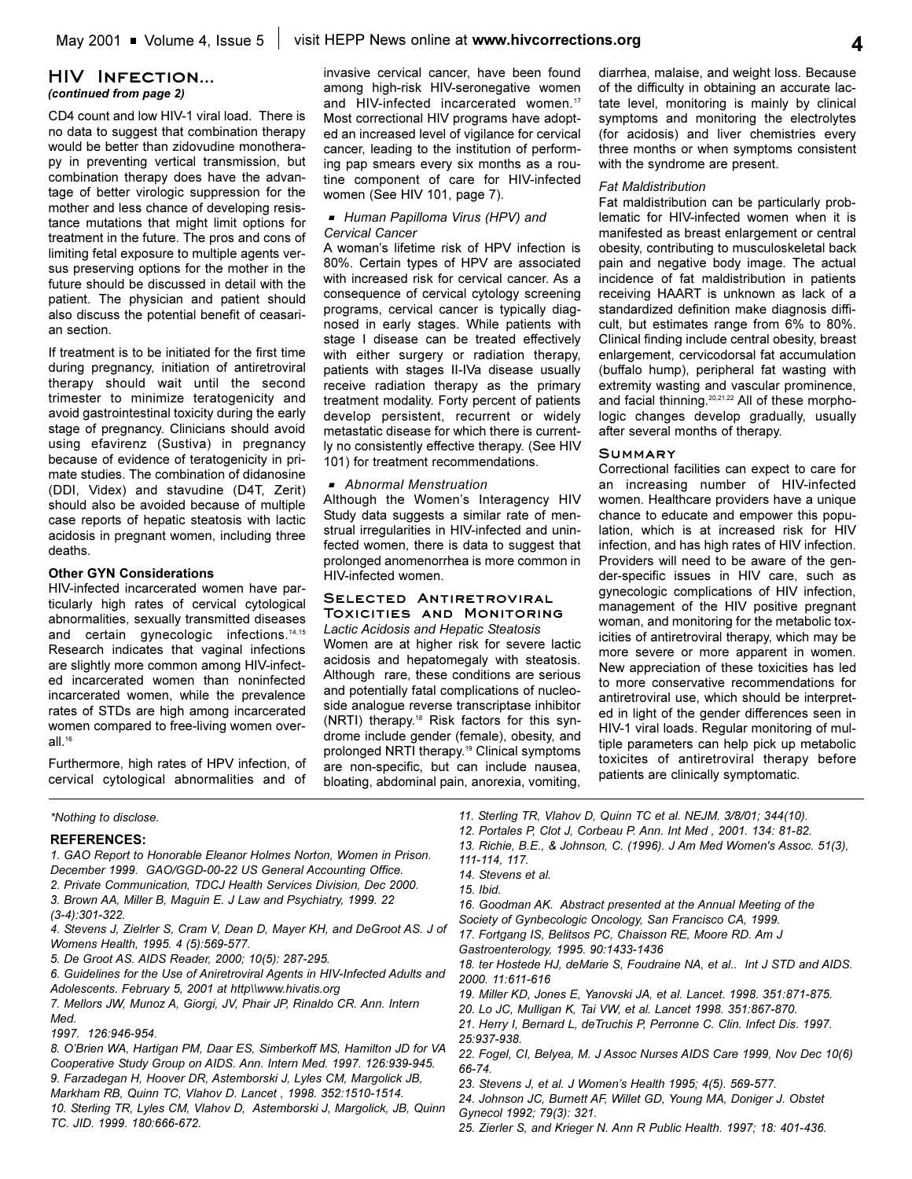## HIV Infection...

*(continued from page 2)*

CD4 count and low HIV-1 viral load. There is no data to suggest that combination therapy would be better than zidovudine monotherapy in preventing vertical transmission, but combination therapy does have the advantage of better virologic suppression for the mother and less chance of developing resistance mutations that might limit options for treatment in the future. The pros and cons of limiting fetal exposure to multiple agents versus preserving options for the mother in the future should be discussed in detail with the patient. The physician and patient should also discuss the potential benefit of ceasarian section.

If treatment is to be initiated for the first time during pregnancy, initiation of antiretroviral therapy should wait until the second trimester to minimize teratogenicity and avoid gastrointestinal toxicity during the early stage of pregnancy. Clinicians should avoid using efavirenz (Sustiva) in pregnancy because of evidence of teratogenicity in primate studies. The combination of didanosine (DDI, Videx) and stavudine (D4T, Zerit) should also be avoided because of multiple case reports of hepatic steatosis with lactic acidosis in pregnant women, including three deaths.

**Other GYN Considerations**

HIV-infected incarcerated women have particularly high rates of cervical cytological abnormalities, sexually transmitted diseases and certain gynecologic infections.[14,15] Research indicates that vaginal infections are slightly more common among HIV-infected incarcerated women than noninfected incarcerated women, while the prevalence rates of STDs are high among incarcerated women compared to free-living women overall.[16]

Furthermore, high rates of HPV infection, of cervical cytological abnormalities and of invasive cervical cancer, have been found among high-risk HIV-seronegative women and HIV-infected incarcerated women.[17] Most correctional HIV programs have adopted an increased level of vigilance for cervical cancer, leading to the institution of performing pap smears every six months as a routine component of care for HIV-infected women (See HIV 101, page 7).

- *Human Papilloma Virus (HPV) and Cervical Cancer*

A woman's lifetime risk of HPV infection is 80%. Certain types of HPV are associated with increased risk for cervical cancer. As a consequence of cervical cytology screening programs, cervical cancer is typically diagnosed in early stages. While patients with stage I disease can be treated effectively with either surgery or radiation therapy, patients with stages II-IVa disease usually receive radiation therapy as the primary treatment modality. Forty percent of patients develop persistent, recurrent or widely metastatic disease for which there is currently no consistently effective therapy. (See HIV 101) for treatment recommendations.

- *Abnormal Menstruation*

Although the Women's Interagency HIV Study data suggests a similar rate of menstrual irregularities in HIV-infected and uninfected women, there is data to suggest that prolonged anomenorrhea is more common in HIV-infected women.

### Selected Antiretroviral Toxicities and Monitoring

*Lactic Acidosis and Hepatic Steatosis*

Women are at higher risk for severe lactic acidosis and hepatomegaly with steatosis. Although rare, these conditions are serious and potentially fatal complications of nucleoside analogue reverse transcriptase inhibitor (NRTI) therapy.[18] Risk factors for this syndrome include gender (female), obesity, and prolonged NRTI therapy.[19] Clinical symptoms are non-specific, but can include nausea, bloating, abdominal pain, anorexia, vomiting, diarrhea, malaise, and weight loss. Because of the difficulty in obtaining an accurate lactate level, monitoring is mainly by clinical symptoms and monitoring the electrolytes (for acidosis) and liver chemistries every three months or when symptoms consistent with the syndrome are present.

*Fat Maldistribution*

Fat maldistribution can be particularly problematic for HIV-infected women when it is manifested as breast enlargement or central obesity, contributing to musculoskeletal back pain and negative body image. The actual incidence of fat maldistribution in patients receiving HAART is unknown as lack of a standardized definition make diagnosis difficult, but estimates range from 6% to 80%. Clinical finding include central obesity, breast enlargement, cervicodorsal fat accumulation (buffalo hump), peripheral fat wasting with extremity wasting and vascular prominence, and facial thinning.[20,21,22] All of these morphologic changes develop gradually, usually after several months of therapy.

### Summary

Correctional facilities can expect to care for an increasing number of HIV-infected women. Healthcare providers have a unique chance to educate and empower this population, which is at increased risk for HIV infection, and has high rates of HIV infection. Providers will need to be aware of the gender-specific issues in HIV care, such as gynecologic complications of HIV infection, management of the HIV positive pregnant woman, and monitoring for the metabolic toxicities of antiretroviral therapy, which may be more severe or more apparent in women. New appreciation of these toxicities has led to more conservative recommendations for antiretroviral use, which should be interpreted in light of the gender differences seen in HIV-1 viral loads. Regular monitoring of multiple parameters can help pick up metabolic toxicites of antiretroviral therapy before patients are clinically symptomatic.

*\*Nothing to disclose.*

**REFERENCES:**

*1. GAO Report to Honorable Eleanor Holmes Norton, Women in Prison. December 1999. GAO/GGD-00-22 US General Accounting Office.*
*2. Private Communication, TDCJ Health Services Division, Dec 2000.*
*3. Brown AA, Miller B, Maguin E. J Law and Psychiatry, 1999. 22 (3-4):301-322.*
*4. Stevens J, Zielrler S, Cram V, Dean D, Mayer KH, and DeGroot AS. J of Womens Health, 1995. 4 (5):569-577.*
*5. De Groot AS. AIDS Reader, 2000; 10(5): 287-295.*
*6. Guidelines for the Use of Aniretroviral Agents in HIV-Infected Adults and Adolescents. February 5, 2001 at http\\www.hivatis.org*
*7. Mellors JW, Munoz A, Giorgi, JV, Phair JP, Rinaldo CR. Ann. Intern Med. 1997. 126:946-954.*
*8. O'Brien WA, Hartigan PM, Daar ES, Simberkoff MS, Hamilton JD for VA Cooperative Study Group on AIDS. Ann. Intern Med. 1997. 126:939-945.*
*9. Farzadegan H, Hoover DR, Astemborski J, Lyles CM, Margolick JB, Markham RB, Quinn TC, Vlahov D. Lancet , 1998. 352:1510-1514.*
*10. Sterling TR, Lyles CM, Vlahov D, Astemborski J, Margolick, JB, Quinn TC. JID. 1999. 180:666-672.*
*11. Sterling TR, Vlahov D, Quinn TC et al. NEJM. 3/8/01; 344(10).*
*12. Portales P, Clot J, Corbeau P. Ann. Int Med , 2001. 134: 81-82.*
*13. Richie, B.E., & Johnson, C. (1996). J Am Med Women's Assoc. 51(3), 111-114, 117.*
*14. Stevens et al.*
*15. Ibid.*
*16. Goodman AK. Abstract presented at the Annual Meeting of the Society of Gynbecologic Oncology, San Francisco CA, 1999.*
*17. Fortgang IS, Belitsos PC, Chaisson RE, Moore RD. Am J Gastroenterology, 1995. 90:1433-1436*
*18. ter Hostede HJ, deMarie S, Foudraine NA, et al.. Int J STD and AIDS. 2000. 11:611-616*
*19. Miller KD, Jones E, Yanovski JA, et al. Lancet. 1998. 351:871-875.*
*20. Lo JC, Mulligan K, Tai VW, et al. Lancet 1998. 351:867-870.*
*21. Herry I, Bernard L, deTruchis P, Perronne C. Clin. Infect Dis. 1997. 25:937-938.*
*22. Fogel, CI, Belyea, M. J Assoc Nurses AIDS Care 1999, Nov Dec 10(6) 66-74.*
*23. Stevens J, et al. J Women's Health 1995; 4(5). 569-577.*
*24. Johnson JC, Burnett AF, Willet GD, Young MA, Doniger J. Obstet Gynecol 1992; 79(3): 321.*
*25. Zierler S, and Krieger N. Ann R Public Health. 1997; 18: 401-436.*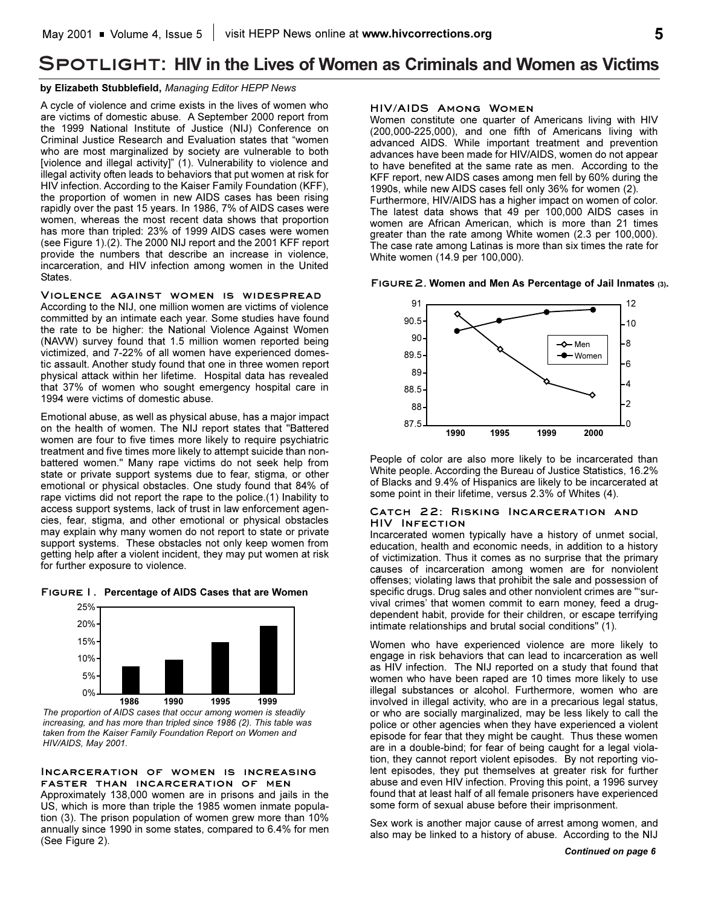# SPOTLIGHT: HIV in the Lives of Women as Criminals and Women as Victims

**by Elizabeth Stubblefield,** *Managing Editor HEPP News*

A cycle of violence and crime exists in the lives of women who are victims of domestic abuse. A September 2000 report from the 1999 National Institute of Justice (NIJ) Conference on Criminal Justice Research and Evaluation states that "women who are most marginalized by society are vulnerable to both [violence and illegal activity]" (1). Vulnerability to violence and illegal activity often leads to behaviors that put women at risk for HIV infection. According to the Kaiser Family Foundation (KFF), the proportion of women in new AIDS cases has been rising rapidly over the past 15 years. In 1986, 7% of AIDS cases were women, whereas the most recent data shows that proportion has more than tripled: 23% of 1999 AIDS cases were women (see Figure 1).(2). The 2000 NIJ report and the 2001 KFF report provide the numbers that describe an increase in violence, incarceration, and HIV infection among women in the United States.

## Violence against women is widespread

According to the NIJ, one million women are victims of violence committed by an intimate each year. Some studies have found the rate to be higher: the National Violence Against Women (NAVW) survey found that 1.5 million women reported being victimized, and 7-22% of all women have experienced domestic assault. Another study found that one in three women report physical attack within her lifetime. Hospital data has revealed that 37% of women who sought emergency hospital care in 1994 were victims of domestic abuse.

Emotional abuse, as well as physical abuse, has a major impact on the health of women. The NIJ report states that "Battered women are four to five times more likely to require psychiatric treatment and five times more likely to attempt suicide than non-battered women." Many rape victims do not seek help from state or private support systems due to fear, stigma, or other emotional or physical obstacles. One study found that 84% of rape victims did not report the rape to the police.(1) Inability to access support systems, lack of trust in law enforcement agencies, fear, stigma, and other emotional or physical obstacles may explain why many women do not report to state or private support systems. These obstacles not only keep women from getting help after a violent incident, they may put women at risk for further exposure to violence.

**Figure 1. Percentage of AIDS Cases that are Women**

*The proportion of AIDS cases that occur among women is steadily increasing, and has more than tripled since 1986 (2). This table was taken from the Kaiser Family Foundation Report on Women and HIV/AIDS, May 2001.*

## Incarceration of women is increasing faster than incarceration of men

Approximately 138,000 women are in prisons and jails in the US, which is more than triple the 1985 women inmate population (3). The prison population of women grew more than 10% annually since 1990 in some states, compared to 6.4% for men (See Figure 2).

## HIV/AIDS Among Women

Women constitute one quarter of Americans living with HIV (200,000-225,000), and one fifth of Americans living with advanced AIDS. While important treatment and prevention advances have been made for HIV/AIDS, women do not appear to have benefited at the same rate as men. According to the KFF report, new AIDS cases among men fell by 60% during the 1990s, while new AIDS cases fell only 36% for women (2).

Furthermore, HIV/AIDS has a higher impact on women of color. The latest data shows that 49 per 100,000 AIDS cases in women are African American, which is more than 21 times greater than the rate among White women (2.3 per 100,000). The case rate among Latinas is more than six times the rate for White women (14.9 per 100,000).

**Figure 2. Women and Men As Percentage of Jail Inmates (3).**

People of color are also more likely to be incarcerated than White people. According the Bureau of Justice Statistics, 16.2% of Blacks and 9.4% of Hispanics are likely to be incarcerated at some point in their lifetime, versus 2.3% of Whites (4).

## Catch 22: Risking Incarceration and HIV Infection

Incarcerated women typically have a history of unmet social, education, health and economic needs, in addition to a history of victimization. Thus it comes as no surprise that the primary causes of incarceration among women are for nonviolent offenses; violating laws that prohibit the sale and possession of specific drugs. Drug sales and other nonviolent crimes are "'survival crimes' that women commit to earn money, feed a drug-dependent habit, provide for their children, or escape terrifying intimate relationships and brutal social conditions" (1).

Women who have experienced violence are more likely to engage in risk behaviors that can lead to incarceration as well as HIV infection. The NIJ reported on a study that found that women who have been raped are 10 times more likely to use illegal substances or alcohol. Furthermore, women who are involved in illegal activity, who are in a precarious legal status, or who are socially marginalized, may be less likely to call the police or other agencies when they have experienced a violent episode for fear that they might be caught. Thus these women are in a double-bind; for fear of being caught for a legal violation, they cannot report violent episodes. By not reporting violent episodes, they put themselves at greater risk for further abuse and even HIV infection. Proving this point, a 1996 survey found that at least half of all female prisoners have experienced some form of sexual abuse before their imprisonment.

Sex work is another major cause of arrest among women, and also may be linked to a history of abuse. According to the NIJ

*Continued on page 6*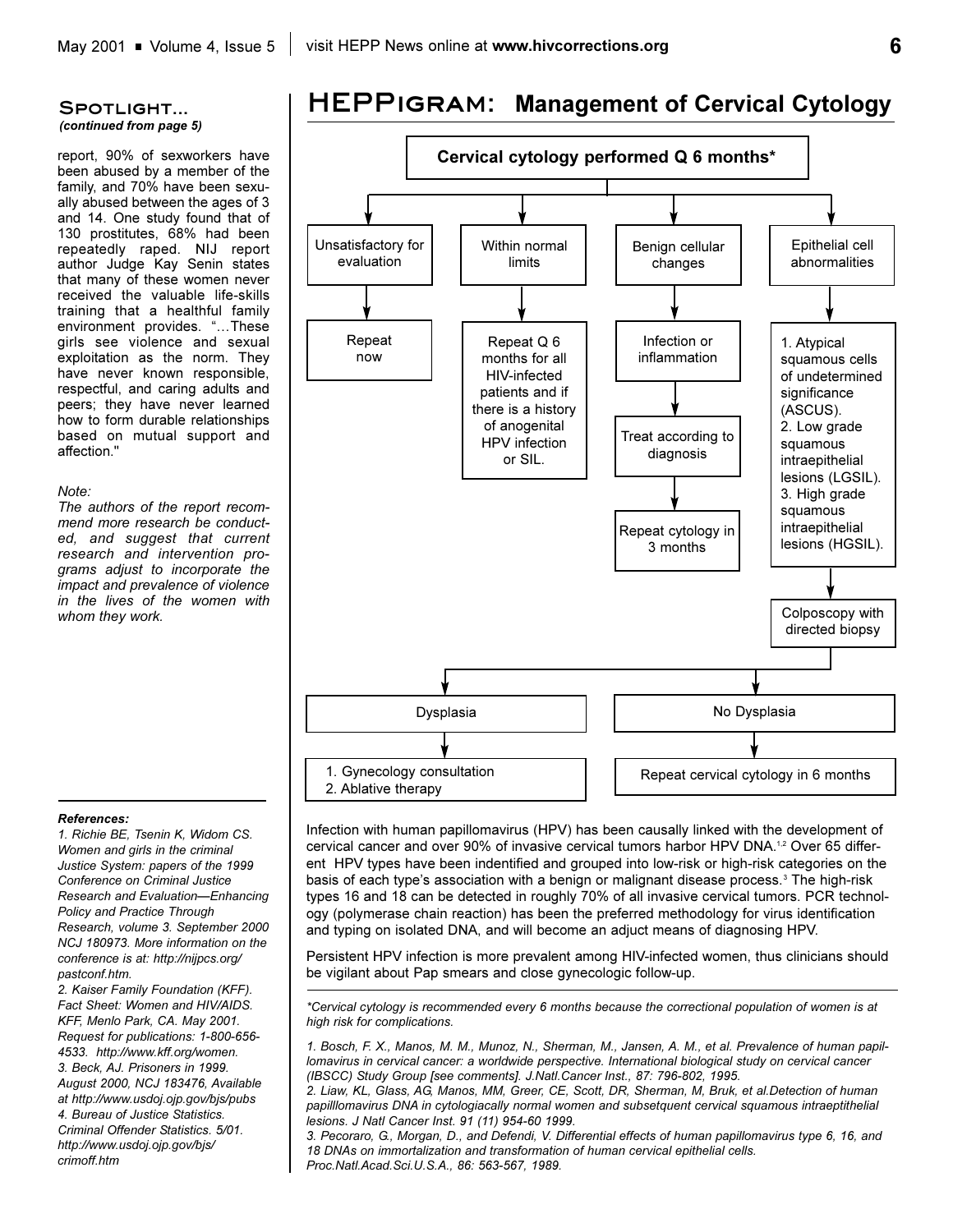## Spotlight...

*(continued from page 5)*

report, 90% of sexworkers have been abused by a member of the family, and 70% have been sexually abused between the ages of 3 and 14. One study found that of 130 prostitutes, 68% had been repeatedly raped. NIJ report author Judge Kay Senin states that many of these women never received the valuable life-skills training that a healthful family environment provides. "…These girls see violence and sexual exploitation as the norm. They have never known responsible, respectful, and caring adults and peers; they have never learned how to form durable relationships based on mutual support and affection."

*Note:*

*The authors of the report recommend more research be conducted, and suggest that current research and intervention programs adjust to incorporate the impact and prevalence of violence in the lives of the women with whom they work.*

***References:***

*1. Richie BE, Tsenin K, Widom CS. Women and girls in the criminal Justice System: papers of the 1999 Conference on Criminal Justice Research and Evaluation—Enhancing Policy and Practice Through Research, volume 3. September 2000 NCJ 180973. More information on the conference is at: http://nijpcs.org/pastconf.htm.*

*2. Kaiser Family Foundation (KFF). Fact Sheet: Women and HIV/AIDS. KFF, Menlo Park, CA. May 2001. Request for publications: 1-800-656-4533. http://www.kff.org/women.*

*3. Beck, AJ. Prisoners in 1999. August 2000, NCJ 183476, Available at http://www.usdoj.ojp.gov/bjs/pubs*

*4. Bureau of Justice Statistics. Criminal Offender Statistics. 5/01. http://www.usdoj.ojp.gov/bjs/crimoff.htm*

## HEPPigram: Management of Cervical Cytology

**Cervical cytology performed Q 6 months***

- **Unsatisfactory for evaluation** → Repeat now
- **Within normal limits** → Repeat Q 6 months for all HIV-infected patients and if there is a history of anogenital HPV infection or SIL.
- **Benign cellular changes** → Infection or inflammation → Treat according to diagnosis → Repeat cytology in 3 months
- **Epithelial cell abnormalities** → 1. Atypical squamous cells of undetermined significance (ASCUS). 2. Low grade squamous intraepithelial lesions (LGSIL). 3. High grade squamous intraepithelial lesions (HGSIL). → Colposcopy with directed biopsy
  - **Dysplasia** → 1. Gynecology consultation 2. Ablative therapy
  - **No Dysplasia** → Repeat cervical cytology in 6 months

Infection with human papillomavirus (HPV) has been causally linked with the development of cervical cancer and over 90% of invasive cervical tumors harbor HPV DNA.[1,2] Over 65 different HPV types have been indentified and grouped into low-risk or high-risk categories on the basis of each type's association with a benign or malignant disease process.[3] The high-risk types 16 and 18 can be detected in roughly 70% of all invasive cervical tumors. PCR technology (polymerase chain reaction) has been the preferred methodology for virus identification and typing on isolated DNA, and will become an adjuct means of diagnosing HPV.

Persistent HPV infection is more prevalent among HIV-infected women, thus clinicians should be vigilant about Pap smears and close gynecologic follow-up.

*\*Cervical cytology is recommended every 6 months because the correctional population of women is at high risk for complications.*

*1. Bosch, F. X., Manos, M. M., Munoz, N., Sherman, M., Jansen, A. M., et al. Prevalence of human papillomavirus in cervical cancer: a worldwide perspective. International biological study on cervical cancer (IBSCC) Study Group [see comments]. J.Natl.Cancer Inst., 87: 796-802, 1995.*

*2. Liaw, KL, Glass, AG, Manos, MM, Greer, CE, Scott, DR, Sherman, M, Bruk, et al.Detection of human papilllomavirus DNA in cytologiacally normal women and subsetquent cervical squamous intraeptithelial lesions. J Natl Cancer Inst. 91 (11) 954-60 1999.*

*3. Pecoraro, G., Morgan, D., and Defendi, V. Differential effects of human papillomavirus type 6, 16, and 18 DNAs on immortalization and transformation of human cervical epithelial cells. Proc.Natl.Acad.Sci.U.S.A., 86: 563-567, 1989.*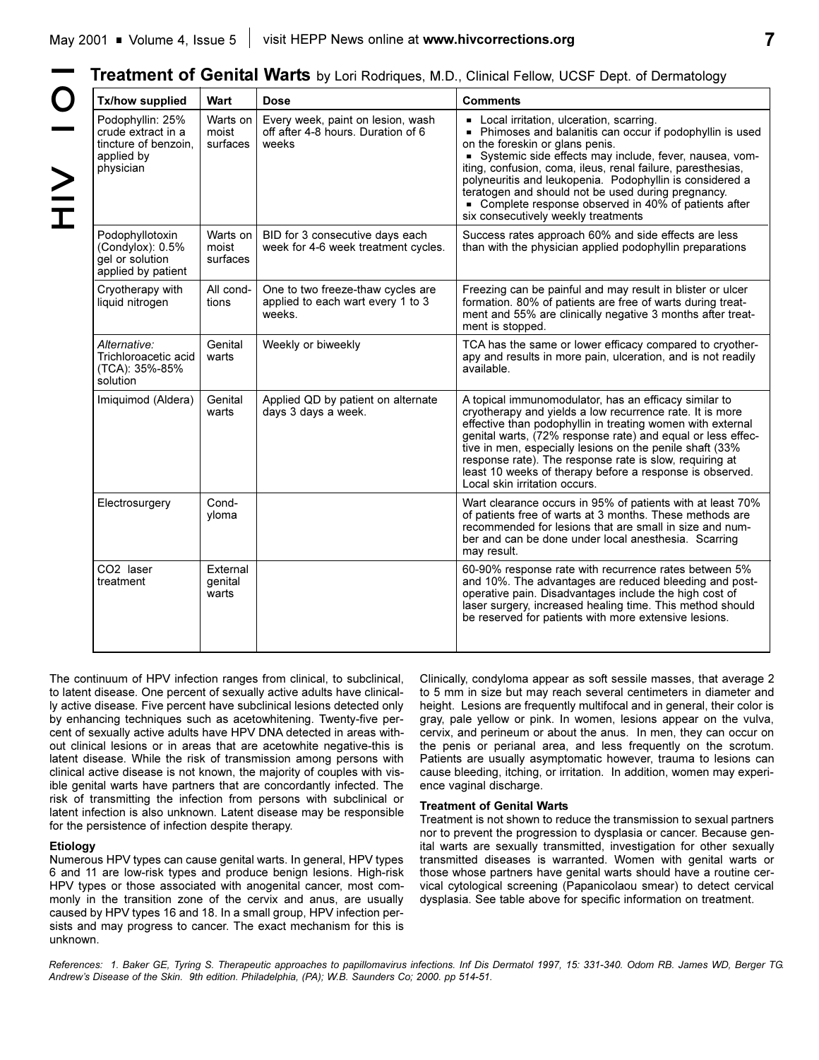## Treatment of Genital Warts by Lori Rodriques, M.D., Clinical Fellow, UCSF Dept. of Dermatology

| Tx/how supplied | Wart | Dose | Comments |
|---|---|---|---|
| Podophyllin: 25% crude extract in a tincture of benzoin, applied by physician | Warts on moist surfaces | Every week, paint on lesion, wash off after 4-8 hours. Duration of 6 weeks | ▪ Local irritation, ulceration, scarring. ▪ Phimoses and balanitis can occur if podophyllin is used on the foreskin or glans penis. ▪ Systemic side effects may include, fever, nausea, vomiting, confusion, coma, ileus, renal failure, paresthesias, polyneuritis and leukopenia. Podophyllin is considered a teratogen and should not be used during pregnancy. ▪ Complete response observed in 40% of patients after six consecutively weekly treatments |
| Podophyllotoxin (Condylox): 0.5% gel or solution applied by patient | Warts on moist surfaces | BID for 3 consecutive days each week for 4-6 week treatment cycles. | Success rates approach 60% and side effects are less than with the physician applied podophyllin preparations |
| Cryotherapy with liquid nitrogen | All conditions | One to two freeze-thaw cycles are applied to each wart every 1 to 3 weeks. | Freezing can be painful and may result in blister or ulcer formation. 80% of patients are free of warts during treatment and 55% are clinically negative 3 months after treatment is stopped. |
| *Alternative:* Trichloroacetic acid (TCA): 35%-85% solution | Genital warts | Weekly or biweekly | TCA has the same or lower efficacy compared to cryotherapy and results in more pain, ulceration, and is not readily available. |
| Imiquimod (Aldera) | Genital warts | Applied QD by patient on alternate days 3 days a week. | A topical immunomodulator, has an efficacy similar to cryotherapy and yields a low recurrence rate. It is more effective than podophyllin in treating women with external genital warts, (72% response rate) and equal or less effective in men, especially lesions on the penile shaft (33% response rate). The response rate is slow, requiring at least 10 weeks of therapy before a response is observed. Local skin irritation occurs. |
| Electrosurgery | Condyloma | | Wart clearance occurs in 95% of patients with at least 70% of patients free of warts at 3 months. These methods are recommended for lesions that are small in size and number and can be done under local anesthesia. Scarring may result. |
| $CO_2$ laser treatment | External genital warts | | 60-90% response rate with recurrence rates between 5% and 10%. The advantages are reduced bleeding and post-operative pain. Disadvantages include the high cost of laser surgery, increased healing time. This method should be reserved for patients with more extensive lesions. |

The continuum of HPV infection ranges from clinical, to subclinical, to latent disease. One percent of sexually active adults have clinically active disease. Five percent have subclinical lesions detected only by enhancing techniques such as acetowhitening. Twenty-five percent of sexually active adults have HPV DNA detected in areas without clinical lesions or in areas that are acetowhite negative-this is latent disease. While the risk of transmission among persons with clinical active disease is not known, the majority of couples with visible genital warts have partners that are concordantly infected. The risk of transmitting the infection from persons with subclinical or latent infection is also unknown. Latent disease may be responsible for the persistence of infection despite therapy.

**Etiology**

Numerous HPV types can cause genital warts. In general, HPV types 6 and 11 are low-risk types and produce benign lesions. High-risk HPV types or those associated with anogenital cancer, most commonly in the transition zone of the cervix and anus, are usually caused by HPV types 16 and 18. In a small group, HPV infection persists and may progress to cancer. The exact mechanism for this is unknown.

Clinically, condyloma appear as soft sessile masses, that average 2 to 5 mm in size but may reach several centimeters in diameter and height. Lesions are frequently multifocal and in general, their color is gray, pale yellow or pink. In women, lesions appear on the vulva, cervix, and perineum or about the anus. In men, they can occur on the penis or perianal area, and less frequently on the scrotum. Patients are usually asymptomatic however, trauma to lesions can cause bleeding, itching, or irritation. In addition, women may experience vaginal discharge.

**Treatment of Genital Warts**

Treatment is not shown to reduce the transmission to sexual partners nor to prevent the progression to dysplasia or cancer. Because genital warts are sexually transmitted, investigation for other sexually transmitted diseases is warranted. Women with genital warts or those whose partners have genital warts should have a routine cervical cytological screening (Papanicolaou smear) to detect cervical dysplasia. See table above for specific information on treatment.

*References: 1. Baker GE, Tyring S. Therapeutic approaches to papillomavirus infections. Inf Dis Dermatol 1997, 15: 331-340. Odom RB. James WD, Berger TG. Andrew's Disease of the Skin. 9th edition. Philadelphia, (PA); W.B. Saunders Co; 2000. pp 514-51.*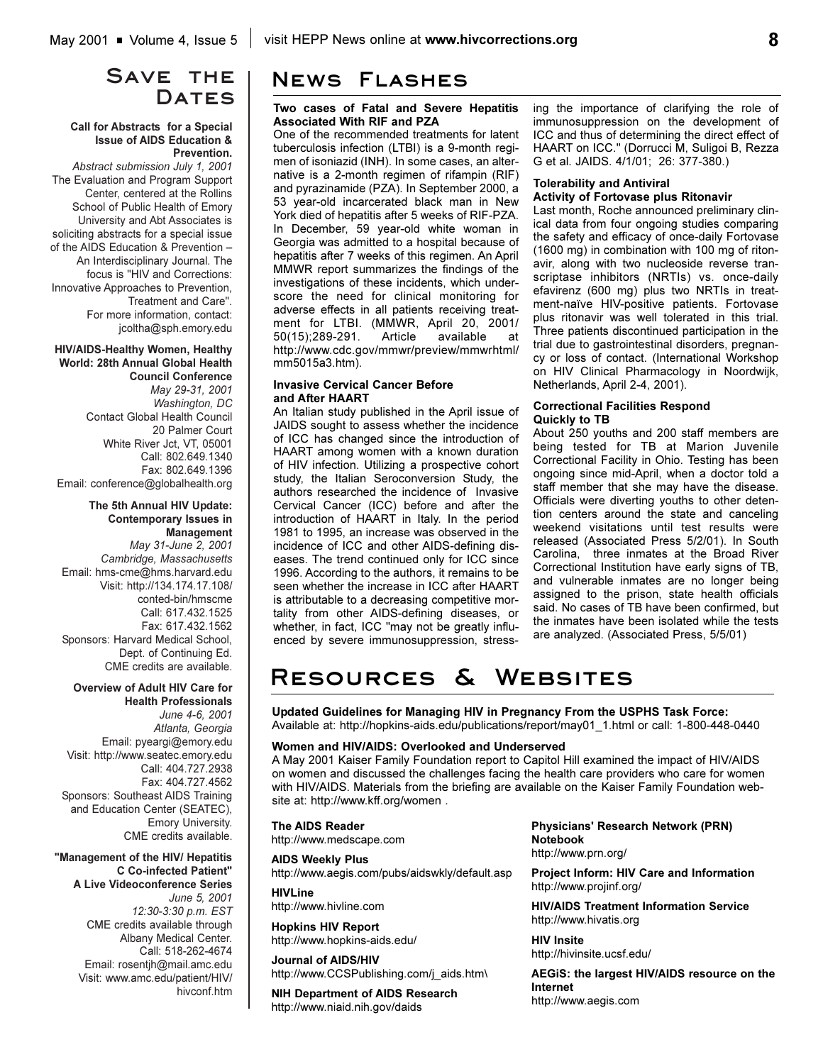## Save the Dates

**Call for Abstracts for a Special Issue of AIDS Education & Prevention.**
*Abstract submission July 1, 2001*
The Evaluation and Program Support Center, centered at the Rollins School of Public Health of Emory University and Abt Associates is soliciting abstracts for a special issue of the AIDS Education & Prevention – An Interdisciplinary Journal. The focus is "HIV and Corrections: Innovative Approaches to Prevention, Treatment and Care".
For more information, contact: jcoltha@sph.emory.edu

**HIV/AIDS-Healthy Women, Healthy World: 28th Annual Global Health Council Conference**
*May 29-31, 2001*
*Washington, DC*
Contact Global Health Council
20 Palmer Court
White River Jct, VT, 05001
Call: 802.649.1340
Fax: 802.649.1396
Email: conference@globalhealth.org

**The 5th Annual HIV Update: Contemporary Issues in Management**
*May 31-June 2, 2001*
*Cambridge, Massachusetts*
Email: hms-cme@hms.harvard.edu
Visit: http://134.174.17.108/conted-bin/hmscme
Call: 617.432.1525
Fax: 617.432.1562
Sponsors: Harvard Medical School, Dept. of Continuing Ed.
CME credits are available.

**Overview of Adult HIV Care for Health Professionals**
*June 4-6, 2001*
*Atlanta, Georgia*
Email: pyeargi@emory.edu
Visit: http://www.seatec.emory.edu
Call: 404.727.2938
Fax: 404.727.4562
Sponsors: Southeast AIDS Training and Education Center (SEATEC), Emory University.
CME credits available.

**"Management of the HIV/ Hepatitis C Co-infected Patient" A Live Videoconference Series**
*June 5, 2001*
*12:30-3:30 p.m. EST*
CME credits available through Albany Medical Center.
Call: 518-262-4674
Email: rosentjh@mail.amc.edu
Visit: www.amc.edu/patient/HIV/hivconf.htm

## News Flashes

**Two cases of Fatal and Severe Hepatitis Associated With RIF and PZA**
One of the recommended treatments for latent tuberculosis infection (LTBI) is a 9-month regimen of isoniazid (INH). In some cases, an alternative is a 2-month regimen of rifampin (RIF) and pyrazinamide (PZA). In September 2000, a 53 year-old incarcerated black man in New York died of hepatitis after 5 weeks of RIF-PZA. In December, 59 year-old white woman in Georgia was admitted to a hospital because of hepatitis after 7 weeks of this regimen. An April MMWR report summarizes the findings of the investigations of these incidents, which underscore the need for clinical monitoring for adverse effects in all patients receiving treatment for LTBI. (MMWR, April 20, 2001/ 50(15);289-291. Article available at http://www.cdc.gov/mmwr/preview/mmwrhtml/mm5015a3.htm).

**Invasive Cervical Cancer Before and After HAART**
An Italian study published in the April issue of JAIDS sought to assess whether the incidence of ICC has changed since the introduction of HAART among women with a known duration of HIV infection. Utilizing a prospective cohort study, the Italian Seroconversion Study, the authors researched the incidence of Invasive Cervical Cancer (ICC) before and after the introduction of HAART in Italy. In the period 1981 to 1995, an increase was observed in the incidence of ICC and other AIDS-defining diseases. The trend continued only for ICC since 1996. According to the authors, it remains to be seen whether the increase in ICC after HAART is attributable to a decreasing competitive mortality from other AIDS-defining diseases, or whether, in fact, ICC "may not be greatly influenced by severe immunosuppression, stressing the importance of clarifying the role of immunosuppression on the development of ICC and thus of determining the direct effect of HAART on ICC." (Dorrucci M, Suligoi B, Rezza G et al. JAIDS. 4/1/01; 26: 377-380.)

**Tolerability and Antiviral Activity of Fortovase plus Ritonavir**
Last month, Roche announced preliminary clinical data from four ongoing studies comparing the safety and efficacy of once-daily Fortovase (1600 mg) in combination with 100 mg of ritonavir, along with two nucleoside reverse transcriptase inhibitors (NRTIs) vs. once-daily efavirenz (600 mg) plus two NRTIs in treatment-naïve HIV-positive patients. Fortovase plus ritonavir was well tolerated in this trial. Three patients discontinued participation in the trial due to gastrointestinal disorders, pregnancy or loss of contact. (International Workshop on HIV Clinical Pharmacology in Noordwijk, Netherlands, April 2-4, 2001).

**Correctional Facilities Respond Quickly to TB**
About 250 youths and 200 staff members are being tested for TB at Marion Juvenile Correctional Facility in Ohio. Testing has been ongoing since mid-April, when a doctor told a staff member that she may have the disease. Officials were diverting youths to other detention centers around the state and canceling weekend visitations until test results were released (Associated Press 5/2/01). In South Carolina, three inmates at the Broad River Correctional Institution have early signs of TB, and vulnerable inmates are no longer being assigned to the prison, state health officials said. No cases of TB have been confirmed, but the inmates have been isolated while the tests are analyzed. (Associated Press, 5/5/01)

## Resources & Websites

**Updated Guidelines for Managing HIV in Pregnancy From the USPHS Task Force:**
Available at: http://hopkins-aids.edu/publications/report/may01_1.html or call: 1-800-448-0440

**Women and HIV/AIDS: Overlooked and Underserved**
A May 2001 Kaiser Family Foundation report to Capitol Hill examined the impact of HIV/AIDS on women and discussed the challenges facing the health care providers who care for women with HIV/AIDS. Materials from the briefing are available on the Kaiser Family Foundation website at: http://www.kff.org/women .

**The AIDS Reader**
http://www.medscape.com

**AIDS Weekly Plus**
http://www.aegis.com/pubs/aidswkly/default.asp

**HIVLine**
http://www.hivline.com

**Hopkins HIV Report**
http://www.hopkins-aids.edu/

**Journal of AIDS/HIV**
http://www.CCSPublishing.com/j_aids.htm\

**NIH Department of AIDS Research**
http://www.niaid.nih.gov/daids

**Physicians' Research Network (PRN) Notebook**
http://www.prn.org/

**Project Inform: HIV Care and Information**
http://www.projinf.org/

**HIV/AIDS Treatment Information Service**
http://www.hivatis.org

**HIV Insite**
http://hivinsite.ucsf.edu/

**AEGiS: the largest HIV/AIDS resource on the Internet**
http://www.aegis.com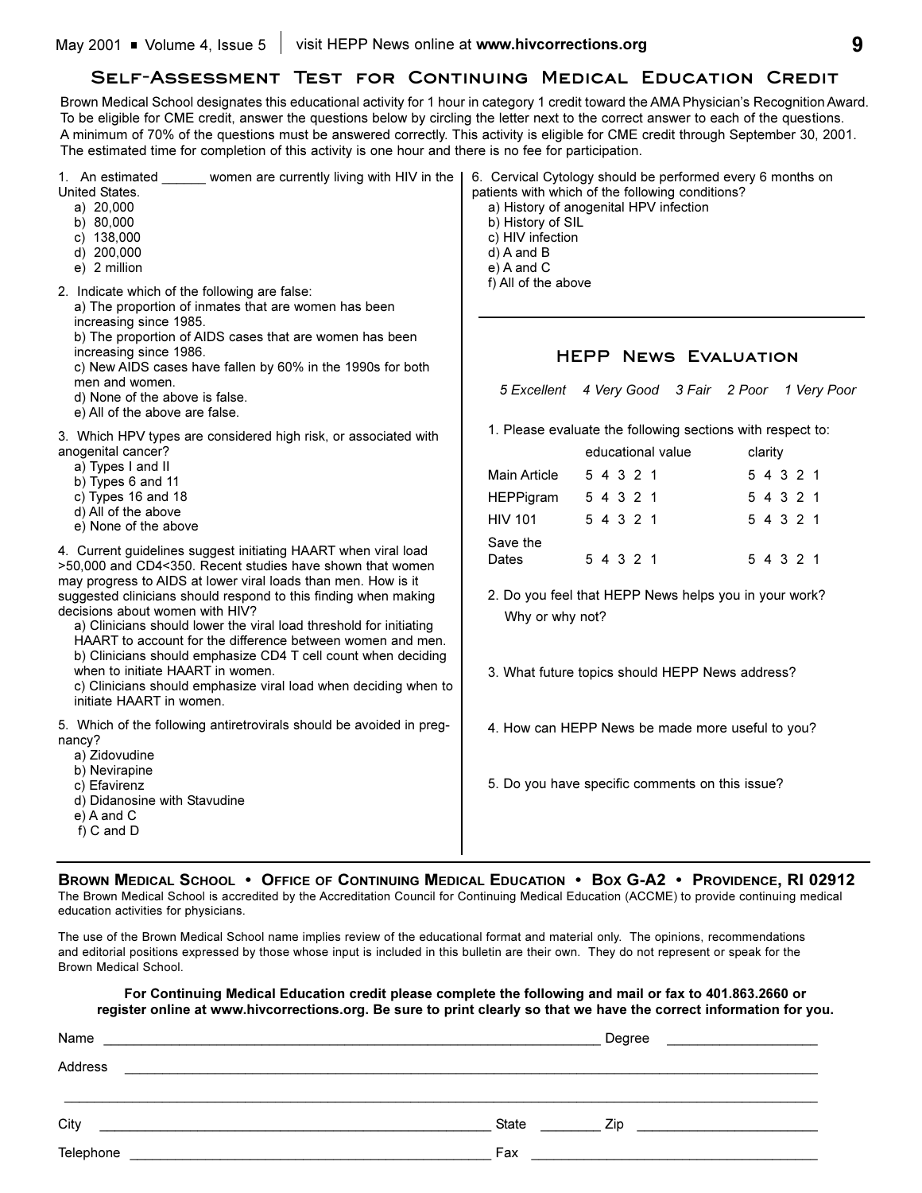## Self-Assessment Test for Continuing Medical Education Credit

Brown Medical School designates this educational activity for 1 hour in category 1 credit toward the AMA Physician's Recognition Award. To be eligible for CME credit, answer the questions below by circling the letter next to the correct answer to each of the questions. A minimum of 70% of the questions must be answered correctly. This activity is eligible for CME credit through September 30, 2001. The estimated time for completion of this activity is one hour and there is no fee for participation.

1. An estimated ______ women are currently living with HIV in the United States.
   a) 20,000
   b) 80,000
   c) 138,000
   d) 200,000
   e) 2 million

2. Indicate which of the following are false:
   a) The proportion of inmates that are women has been increasing since 1985.
   b) The proportion of AIDS cases that are women has been increasing since 1986.
   c) New AIDS cases have fallen by 60% in the 1990s for both men and women.
   d) None of the above is false.
   e) All of the above are false.

3. Which HPV types are considered high risk, or associated with anogenital cancer?
   a) Types I and II
   b) Types 6 and 11
   c) Types 16 and 18
   d) All of the above
   e) None of the above

4. Current guidelines suggest initiating HAART when viral load >50,000 and CD4<350. Recent studies have shown that women may progress to AIDS at lower viral loads than men. How is it suggested clinicians should respond to this finding when making decisions about women with HIV?
   a) Clinicians should lower the viral load threshold for initiating HAART to account for the difference between women and men.
   b) Clinicians should emphasize CD4 T cell count when deciding when to initiate HAART in women.
   c) Clinicians should emphasize viral load when deciding when to initiate HAART in women.

5. Which of the following antiretrovirals should be avoided in pregnancy?
   a) Zidovudine
   b) Nevirapine
   c) Efavirenz
   d) Didanosine with Stavudine
   e) A and C
   f) C and D

6. Cervical Cytology should be performed every 6 months on patients with which of the following conditions?
   a) History of anogenital HPV infection
   b) History of SIL
   c) HIV infection
   d) A and B
   e) A and C
   f) All of the above

## HEPP News Evaluation

*5 Excellent 4 Very Good 3 Fair 2 Poor 1 Very Poor*

1. Please evaluate the following sections with respect to:

| | educational value | clarity |
|---|---|---|
| Main Article | 5 4 3 2 1 | 5 4 3 2 1 |
| HEPPigram | 5 4 3 2 1 | 5 4 3 2 1 |
| HIV 101 | 5 4 3 2 1 | 5 4 3 2 1 |
| Save the Dates | 5 4 3 2 1 | 5 4 3 2 1 |

2. Do you feel that HEPP News helps you in your work? Why or why not?

3. What future topics should HEPP News address?

4. How can HEPP News be made more useful to you?

5. Do you have specific comments on this issue?

**Brown Medical School • Office of Continuing Medical Education • Box G-A2 • Providence, RI 02912**

The Brown Medical School is accredited by the Accreditation Council for Continuing Medical Education (ACCME) to provide continuing medical education activities for physicians.

The use of the Brown Medical School name implies review of the educational format and material only. The opinions, recommendations and editorial positions expressed by those whose input is included in this bulletin are their own. They do not represent or speak for the Brown Medical School.

**For Continuing Medical Education credit please complete the following and mail or fax to 401.863.2660 or register online at www.hivcorrections.org. Be sure to print clearly so that we have the correct information for you.**

Name ______________________________ Degree ______________

Address ______________________________________________

_____________________________________________________

City ______________________ State ________ Zip ______________

Telephone ______________________ Fax ______________________